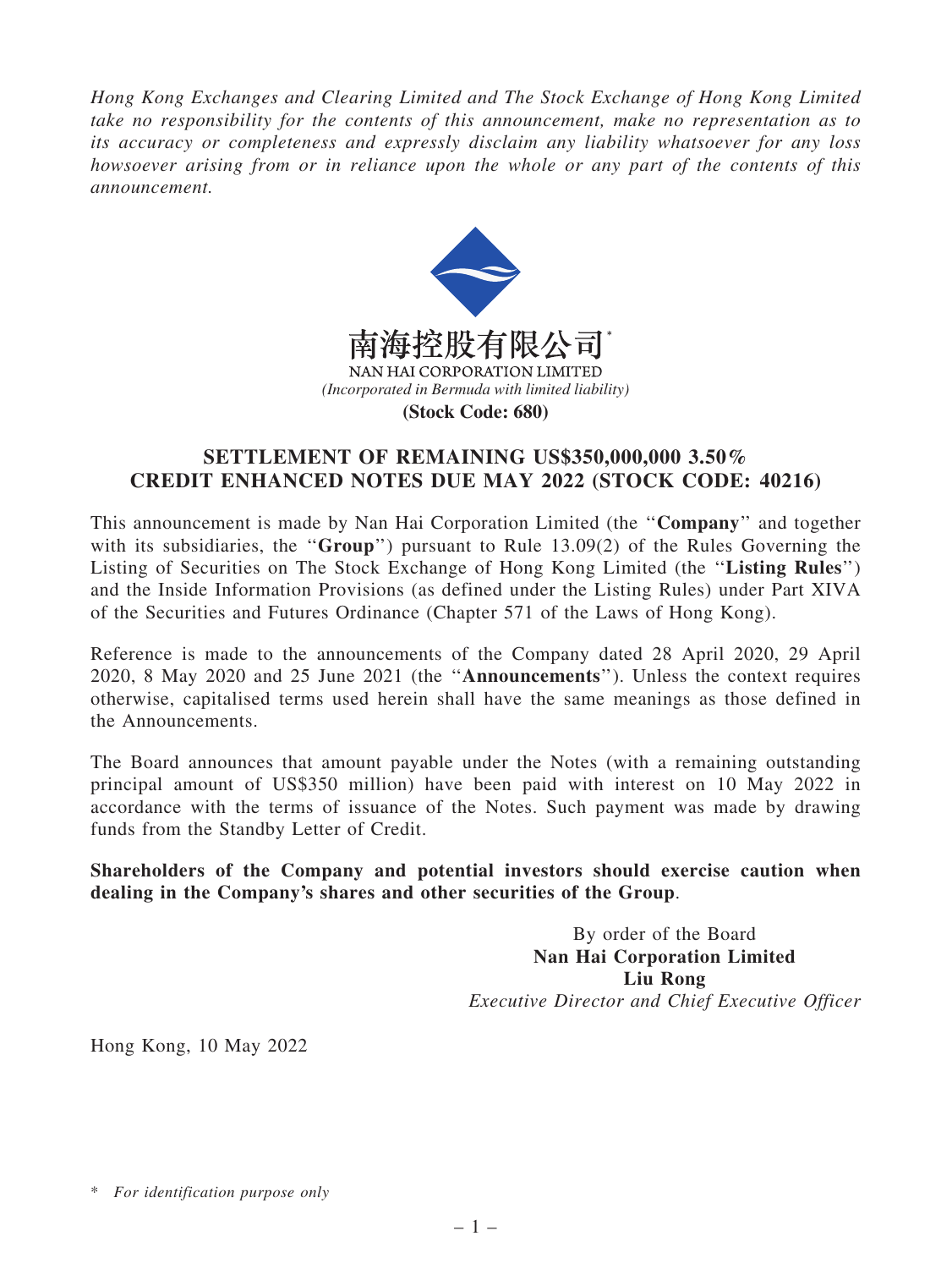*Hong Kong Exchanges and Clearing Limited and The Stock Exchange of Hong Kong Limited take no responsibility for the contents of this announcement, make no representation as to its accuracy or completeness and expressly disclaim any liability whatsoever for any loss howsoever arising from or in reliance upon the whole or any part of the contents of this announcement.*

南海控股有限公司*

NAN HAI CORPORATION LIMITED

*(Incorporated in Bermuda with limited liability)*

**(Stock Code: 680)**

## SETTLEMENT OF REMAINING US$350,000,000 3.50% CREDIT ENHANCED NOTES DUE MAY 2022 (STOCK CODE: 40216)

This announcement is made by Nan Hai Corporation Limited (the "**Company**" and together with its subsidiaries, the "**Group**") pursuant to Rule 13.09(2) of the Rules Governing the Listing of Securities on The Stock Exchange of Hong Kong Limited (the "**Listing Rules**") and the Inside Information Provisions (as defined under the Listing Rules) under Part XIVA of the Securities and Futures Ordinance (Chapter 571 of the Laws of Hong Kong).

Reference is made to the announcements of the Company dated 28 April 2020, 29 April 2020, 8 May 2020 and 25 June 2021 (the "**Announcements**"). Unless the context requires otherwise, capitalised terms used herein shall have the same meanings as those defined in the Announcements.

The Board announces that amount payable under the Notes (with a remaining outstanding principal amount of US$350 million) have been paid with interest on 10 May 2022 in accordance with the terms of issuance of the Notes. Such payment was made by drawing funds from the Standby Letter of Credit.

**Shareholders of the Company and potential investors should exercise caution when dealing in the Company's shares and other securities of the Group**.

By order of the Board
**Nan Hai Corporation Limited**
**Liu Rong**
*Executive Director and Chief Executive Officer*

Hong Kong, 10 May 2022

\* *For identification purpose only*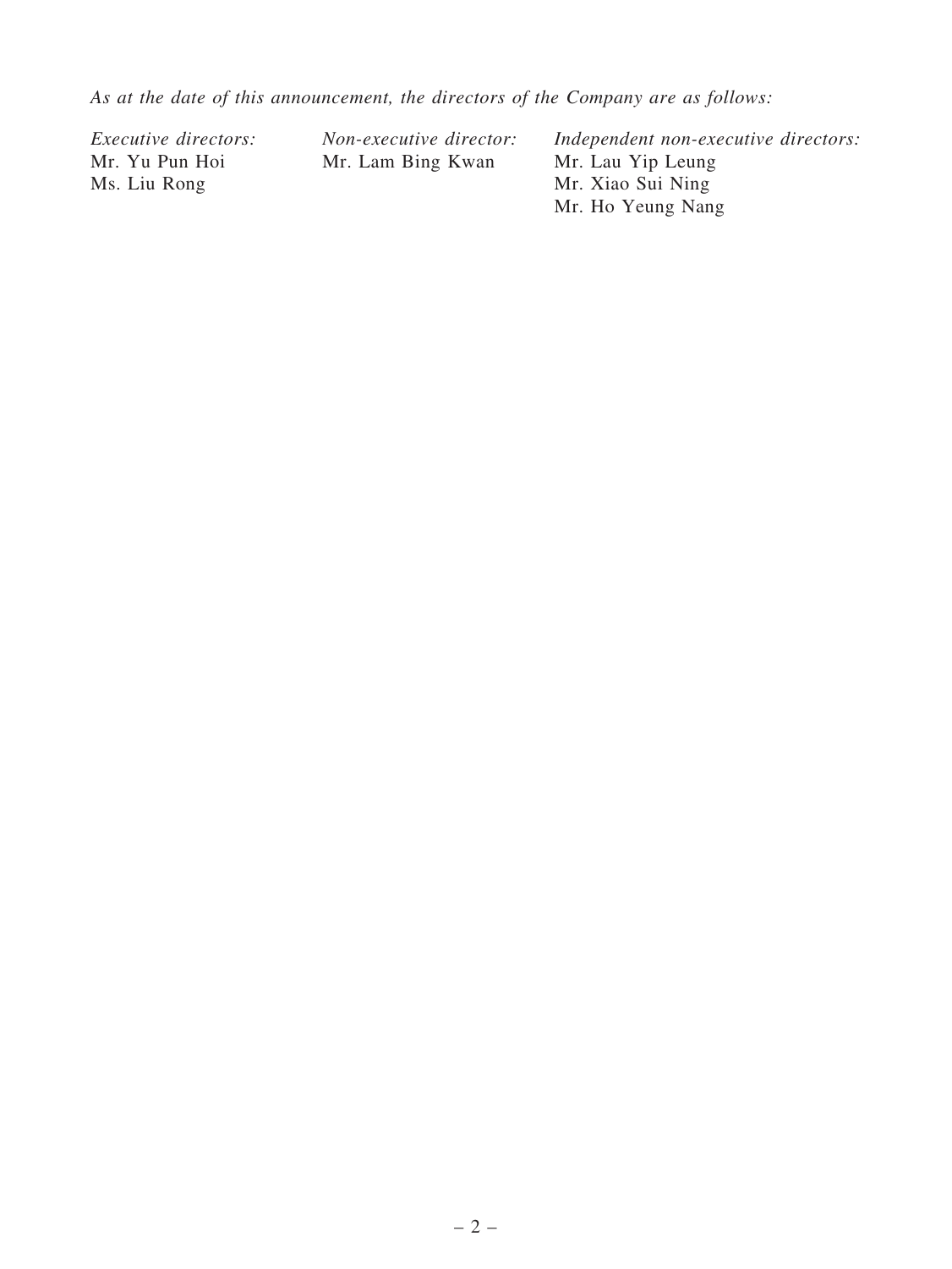*As at the date of this announcement, the directors of the Company are as follows:*

| *Executive directors:* | *Non-executive director:* | *Independent non-executive directors:* |
| --- | --- | --- |
| Mr. Yu Pun Hoi | Mr. Lam Bing Kwan | Mr. Lau Yip Leung |
| Ms. Liu Rong | | Mr. Xiao Sui Ning |
| | | Mr. Ho Yeung Nang |